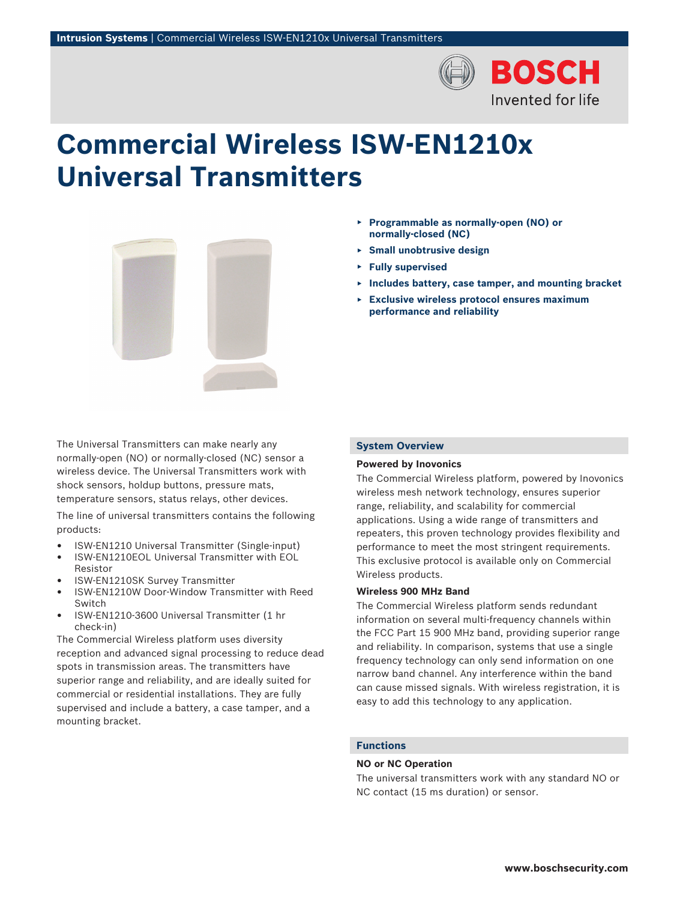# Commercial Wireless ISW-EN1210x Universal Transmitters

- **Programmable as normally-open (NO) or normally-closed (NC)**
- **Small unobtrusive design**
- **Fully supervised**
- **Includes battery, case tamper, and mounting bracket**
- **Exclusive wireless protocol ensures maximum performance and reliability**

The Universal Transmitters can make nearly any normally-open (NO) or normally-closed (NC) sensor a wireless device. The Universal Transmitters work with shock sensors, holdup buttons, pressure mats, temperature sensors, status relays, other devices.

The line of universal transmitters contains the following products:

- ISW-EN1210 Universal Transmitter (Single-input)
- ISW-EN1210EOL Universal Transmitter with EOL Resistor
- ISW-EN1210SK Survey Transmitter
- ISW-EN1210W Door-Window Transmitter with Reed Switch
- ISW-EN1210-3600 Universal Transmitter (1 hr check-in)

The Commercial Wireless platform uses diversity reception and advanced signal processing to reduce dead spots in transmission areas. The transmitters have superior range and reliability, and are ideally suited for commercial or residential installations. They are fully supervised and include a battery, a case tamper, and a mounting bracket.

## System Overview

### Powered by Inovonics

The Commercial Wireless platform, powered by Inovonics wireless mesh network technology, ensures superior range, reliability, and scalability for commercial applications. Using a wide range of transmitters and repeaters, this proven technology provides flexibility and performance to meet the most stringent requirements. This exclusive protocol is available only on Commercial Wireless products.

### Wireless 900 MHz Band

The Commercial Wireless platform sends redundant information on several multi-frequency channels within the FCC Part 15 900 MHz band, providing superior range and reliability. In comparison, systems that use a single frequency technology can only send information on one narrow band channel. Any interference within the band can cause missed signals. With wireless registration, it is easy to add this technology to any application.

## Functions

### NO or NC Operation

The universal transmitters work with any standard NO or NC contact (15 ms duration) or sensor.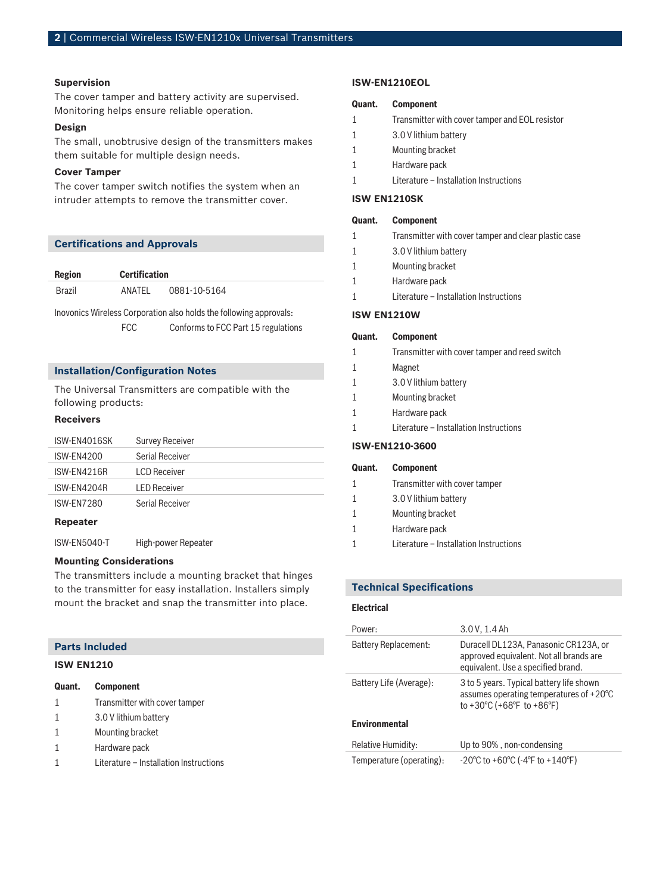### Supervision

The cover tamper and battery activity are supervised. Monitoring helps ensure reliable operation.

### Design

The small, unobtrusive design of the transmitters makes them suitable for multiple design needs.

### Cover Tamper

The cover tamper switch notifies the system when an intruder attempts to remove the transmitter cover.

## Certifications and Approvals

| Region | Certification | |
|---|---|---|
| Brazil | ANATEL | 0881-10-5164 |

Inovonics Wireless Corporation also holds the following approvals:

| | |
|---|---|
| FCC | Conforms to FCC Part 15 regulations |

## Installation/Configuration Notes

The Universal Transmitters are compatible with the following products:

### Receivers

| | |
|---|---|
| ISW-EN4016SK | Survey Receiver |
| ISW-EN4200 | Serial Receiver |
| ISW-EN4216R | LCD Receiver |
| ISW-EN4204R | LED Receiver |
| ISW-EN7280 | Serial Receiver |

### Repeater

| | |
|---|---|
| ISW-EN5040-T | High-power Repeater |

### Mounting Considerations

The transmitters include a mounting bracket that hinges to the transmitter for easy installation. Installers simply mount the bracket and snap the transmitter into place.

## Parts Included

### ISW EN1210

| Quant. | Component |
|---|---|
| 1 | Transmitter with cover tamper |
| 1 | 3.0 V lithium battery |
| 1 | Mounting bracket |
| 1 | Hardware pack |
| 1 | Literature – Installation Instructions |

### ISW-EN1210EOL

| Quant. | Component |
|---|---|
| 1 | Transmitter with cover tamper and EOL resistor |
| 1 | 3.0 V lithium battery |
| 1 | Mounting bracket |
| 1 | Hardware pack |
| 1 | Literature – Installation Instructions |

### ISW EN1210SK

| Quant. | Component |
|---|---|
| 1 | Transmitter with cover tamper and clear plastic case |
| 1 | 3.0 V lithium battery |
| 1 | Mounting bracket |
| 1 | Hardware pack |
| 1 | Literature – Installation Instructions |

### ISW EN1210W

| Quant. | Component |
|---|---|
| 1 | Transmitter with cover tamper and reed switch |
| 1 | Magnet |
| 1 | 3.0 V lithium battery |
| 1 | Mounting bracket |
| 1 | Hardware pack |
| 1 | Literature – Installation Instructions |

### ISW-EN1210-3600

| Quant. | Component |
|---|---|
| 1 | Transmitter with cover tamper |
| 1 | 3.0 V lithium battery |
| 1 | Mounting bracket |
| 1 | Hardware pack |
| 1 | Literature – Installation Instructions |

## Technical Specifications

### Electrical

| | |
|---|---|
| Power: | 3.0 V, 1.4 Ah |
| Battery Replacement: | Duracell DL123A, Panasonic CR123A, or approved equivalent. Not all brands are equivalent. Use a specified brand. |
| Battery Life (Average): | 3 to 5 years. Typical battery life shown assumes operating temperatures of +20°C to +30°C (+68°F to +86°F) |

### Environmental

| | |
|---|---|
| Relative Humidity: | Up to 90% , non-condensing |
| Temperature (operating): | -20°C to +60°C (-4°F to +140°F) |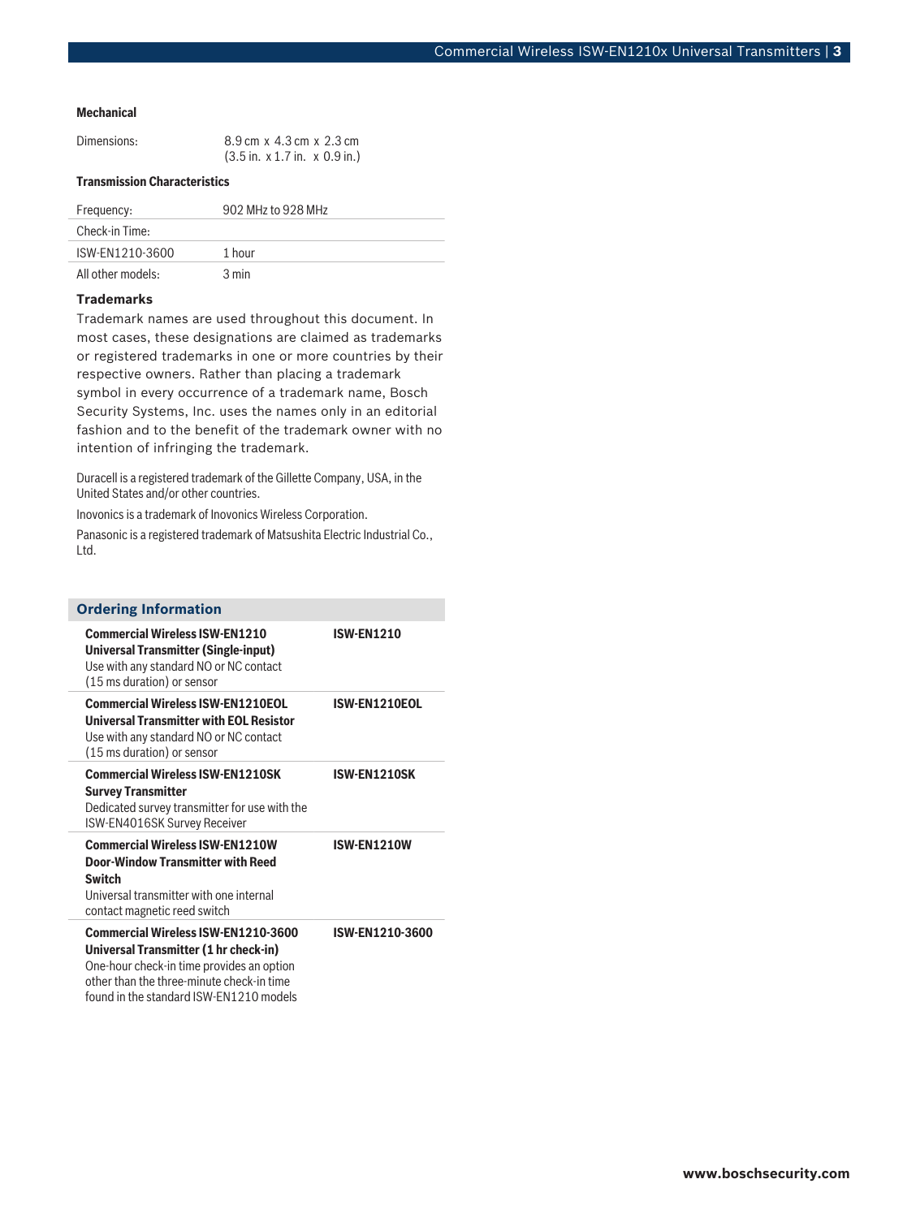### Mechanical

| | |
|---|---|
| Dimensions: | 8.9 cm x 4.3 cm x 2.3 cm (3.5 in. x 1.7 in. x 0.9 in.) |

### Transmission Characteristics

| | |
|---|---|
| Frequency: | 902 MHz to 928 MHz |
| Check-in Time: | |
| ISW-EN1210-3600 | 1 hour |
| All other models: | 3 min |

### Trademarks

Trademark names are used throughout this document. In most cases, these designations are claimed as trademarks or registered trademarks in one or more countries by their respective owners. Rather than placing a trademark symbol in every occurrence of a trademark name, Bosch Security Systems, Inc. uses the names only in an editorial fashion and to the benefit of the trademark owner with no intention of infringing the trademark.

Duracell is a registered trademark of the Gillette Company, USA, in the United States and/or other countries.

Inovonics is a trademark of Inovonics Wireless Corporation.

Panasonic is a registered trademark of Matsushita Electric Industrial Co., Ltd.

## Ordering Information

| | |
|---|---|
| **Commercial Wireless ISW-EN1210 Universal Transmitter (Single-input)**<br>Use with any standard NO or NC contact (15 ms duration) or sensor | **ISW-EN1210** |
| **Commercial Wireless ISW-EN1210EOL Universal Transmitter with EOL Resistor**<br>Use with any standard NO or NC contact (15 ms duration) or sensor | **ISW-EN1210EOL** |
| **Commercial Wireless ISW-EN1210SK Survey Transmitter**<br>Dedicated survey transmitter for use with the ISW-EN4016SK Survey Receiver | **ISW-EN1210SK** |
| **Commercial Wireless ISW-EN1210W Door-Window Transmitter with Reed Switch**<br>Universal transmitter with one internal contact magnetic reed switch | **ISW-EN1210W** |
| **Commercial Wireless ISW-EN1210-3600 Universal Transmitter (1 hr check-in)**<br>One-hour check-in time provides an option other than the three-minute check-in time found in the standard ISW-EN1210 models | **ISW-EN1210-3600** |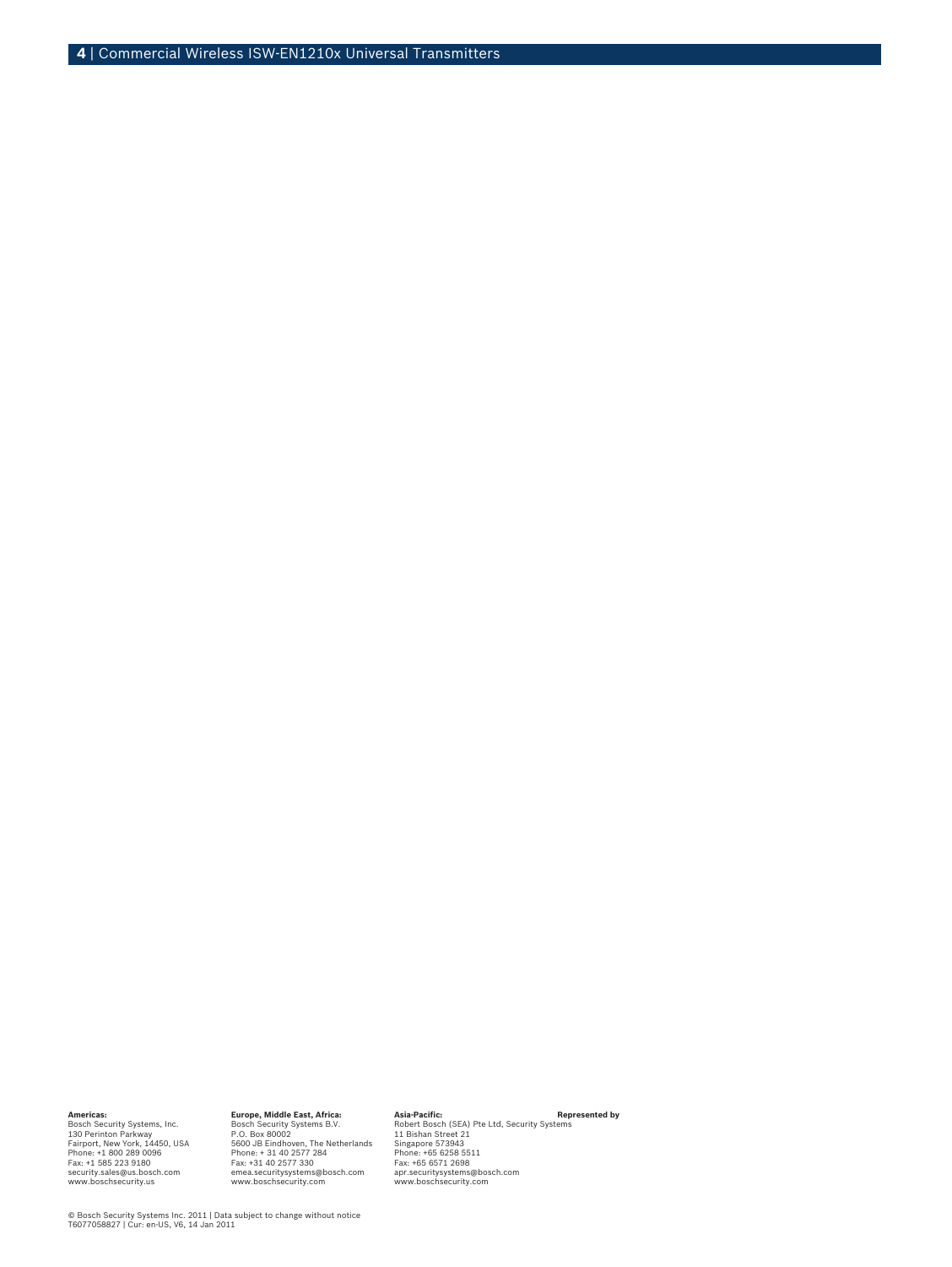**Americas:**
Bosch Security Systems, Inc.
130 Perinton Parkway
Fairport, New York, 14450, USA
Phone: +1 800 289 0096
Fax: +1 585 223 9180
security.sales@us.bosch.com
www.boschsecurity.us

**Europe, Middle East, Africa:**
Bosch Security Systems B.V.
P.O. Box 80002
5600 JB Eindhoven, The Netherlands
Phone: + 31 40 2577 284
Fax: +31 40 2577 330
emea.securitysystems@bosch.com
www.boschsecurity.com

**Asia-Pacific:**
Robert Bosch (SEA) Pte Ltd, Security Systems
11 Bishan Street 21
Singapore 573943
Phone: +65 6258 5511
Fax: +65 6571 2698
apr.securitysystems@bosch.com
www.boschsecurity.com

**Represented by**

© Bosch Security Systems Inc. 2011 | Data subject to change without notice
T6077058827 | Cur: en-US, V6, 14 Jan 2011